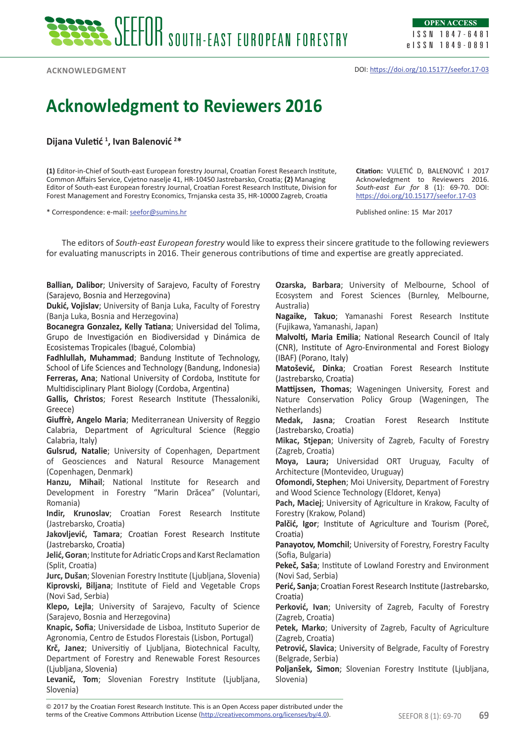ACKNOWLEDGMENT

DOI: https://doi.org/10.15177/seefor.17-03

# Acknowledgment to Reviewers 2016

**Dijana Vuletić [1], Ivan Balenović [2]***

**(1)** Editor-in-Chief of South-east European forestry Journal, Croatian Forest Research Institute, Common Affairs Service, Cvjetno naselje 41, HR-10450 Jastrebarsko, Croatia; **(2)** Managing Editor of South-east European forestry Journal, Croatian Forest Research Institute, Division for Forest Management and Forestry Economics, Trnjanska cesta 35, HR-10000 Zagreb, Croatia

* Correspondence: e-mail: seefor@sumins.hr

**Citation:** VULETIĆ D, BALENOVIĆ I 2017 Acknowledgment to Reviewers 2016. *South-east Eur for* 8 (1): 69-70. DOI: https://doi.org/10.15177/seefor.17-03

Published online: 15 Mar 2017

The editors of *South-east European forestry* would like to express their sincere gratitude to the following reviewers for evaluating manuscripts in 2016. Their generous contributions of time and expertise are greatly appreciated.

**Ballian, Dalibor**; University of Sarajevo, Faculty of Forestry (Sarajevo, Bosnia and Herzegovina)
**Dukić, Vojislav**; University of Banja Luka, Faculty of Forestry (Banja Luka, Bosnia and Herzegovina)
**Bocanegra Gonzalez, Kelly Tatiana**; Universidad del Tolima, Grupo de Investigación en Biodiversidad y Dinámica de Ecosistemas Tropicales (Ibagué, Colombia)
**Fadhlullah, Muhammad**; Bandung Institute of Technology, School of Life Sciences and Technology (Bandung, Indonesia)
**Ferreras, Ana**; National University of Cordoba, Institute for Multidisciplinary Plant Biology (Cordoba, Argentina)
**Gallis, Christos**; Forest Research Institute (Thessaloniki, Greece)
**Giuffrè, Angelo Maria**; Mediterranean University of Reggio Calabria, Department of Agricultural Science (Reggio Calabria, Italy)
**Gulsrud, Natalie**; University of Copenhagen, Department of Geosciences and Natural Resource Management (Copenhagen, Denmark)
**Hanzu, Mihail**; National Institute for Research and Development in Forestry "Marin Drăcea" (Voluntari, Romania)
**Indir, Krunoslav**; Croatian Forest Research Institute (Jastrebarsko, Croatia)
**Jakovljević, Tamara**; Croatian Forest Research Institute (Jastrebarsko, Croatia)
**Jelić, Goran**; Institute for Adriatic Crops and Karst Reclamation (Split, Croatia)
**Jurc, Dušan**; Slovenian Forestry Institute (Ljubljana, Slovenia)
**Kiprovski, Biljana**; Institute of Field and Vegetable Crops (Novi Sad, Serbia)
**Klepo, Lejla**; University of Sarajevo, Faculty of Science (Sarajevo, Bosnia and Herzegovina)
**Knapic, Sofia**; Universidade de Lisboa, Instituto Superior de Agronomia, Centro de Estudos Florestais (Lisbon, Portugal)
**Krč, Janez**; Universitiy of Ljubljana, Biotechnical Faculty, Department of Forestry and Renewable Forest Resources (Ljubljana, Slovenia)
**Levanič, Tom**; Slovenian Forestry Institute (Ljubljana, Slovenia)
**Ozarska, Barbara**; University of Melbourne, School of Ecosystem and Forest Sciences (Burnley, Melbourne, Australia)
**Nagaike, Takuo**; Yamanashi Forest Research Institute (Fujikawa, Yamanashi, Japan)
**Malvolti, Maria Emilia**; National Research Council of Italy (CNR), Institute of Agro-Environmental and Forest Biology (IBAF) (Porano, Italy)
**Matošević, Dinka**; Croatian Forest Research Institute (Jastrebarsko, Croatia)
**Mattijssen, Thomas**; Wageningen University, Forest and Nature Conservation Policy Group (Wageningen, The Netherlands)
**Medak, Jasna**; Croatian Forest Research Institute (Jastrebarsko, Croatia)
**Mikac, Stjepan**; University of Zagreb, Faculty of Forestry (Zagreb, Croatia)
**Moya, Laura;** Universidad ORT Uruguay, Faculty of Architecture (Montevideo, Uruguay)
**Ofomondi, Stephen**; Moi University, Department of Forestry and Wood Science Technology (Eldoret, Kenya)
**Pach, Maciej**; University of Agriculture in Krakow, Faculty of Forestry (Krakow, Poland)
**Palčić, Igor**; Institute of Agriculture and Tourism (Poreč, Croatia)
**Panayotov, Momchil**; University of Forestry, Forestry Faculty (Sofia, Bulgaria)
**Pekeč, Saša**; Institute of Lowland Forestry and Environment (Novi Sad, Serbia)
**Perić, Sanja**; Croatian Forest Research Institute (Jastrebarsko, Croatia)
**Perković, Ivan**; University of Zagreb, Faculty of Forestry (Zagreb, Croatia)
**Petek, Marko**; University of Zagreb, Faculty of Agriculture (Zagreb, Croatia)
**Petrović, Slavica**; University of Belgrade, Faculty of Forestry (Belgrade, Serbia)
**Poljanšek, Simon**; Slovenian Forestry Institute (Ljubljana, Slovenia)

© 2017 by the Croatian Forest Research Institute. This is an Open Access paper distributed under the terms of the Creative Commons Attribution License (http://creativecommons.org/licenses/by/4.0).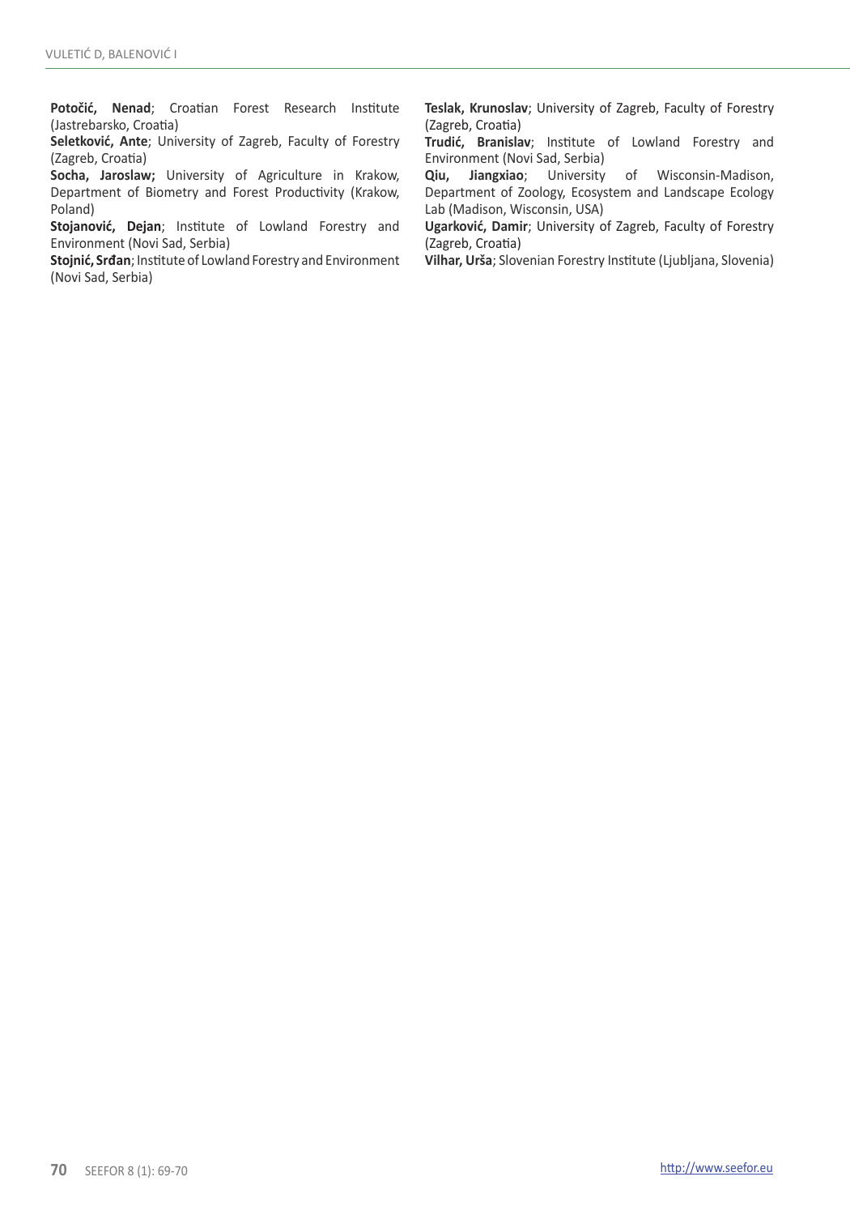**Potočić, Nenad**; Croatian Forest Research Institute (Jastrebarsko, Croatia)

**Seletković, Ante**; University of Zagreb, Faculty of Forestry (Zagreb, Croatia)

**Socha, Jaroslaw;** University of Agriculture in Krakow, Department of Biometry and Forest Productivity (Krakow, Poland)

**Stojanović, Dejan**; Institute of Lowland Forestry and Environment (Novi Sad, Serbia)

**Stojnić, Srđan**; Institute of Lowland Forestry and Environment (Novi Sad, Serbia)

**Teslak, Krunoslav**; University of Zagreb, Faculty of Forestry (Zagreb, Croatia)

**Trudić, Branislav**; Institute of Lowland Forestry and Environment (Novi Sad, Serbia)

**Qiu, Jiangxiao**; University of Wisconsin-Madison, Department of Zoology, Ecosystem and Landscape Ecology Lab (Madison, Wisconsin, USA)

**Ugarković, Damir**; University of Zagreb, Faculty of Forestry (Zagreb, Croatia)

**Vilhar, Urša**; Slovenian Forestry Institute (Ljubljana, Slovenia)